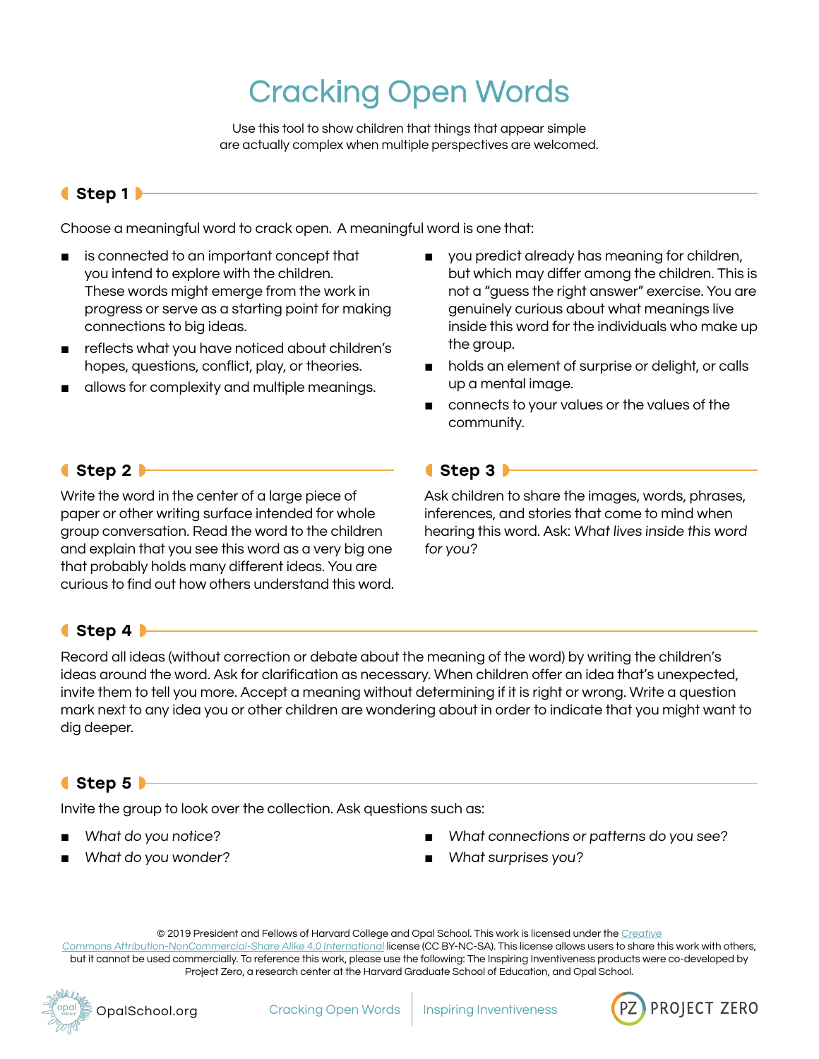# Cracking Open Words

Use this tool to show children that things that appear simple are actually complex when multiple perspectives are welcomed.

## Step 1

Choose a meaningful word to crack open. A meaningful word is one that:

- is connected to an important concept that you intend to explore with the children. These words might emerge from the work in progress or serve as a starting point for making connections to big ideas.
- reflects what you have noticed about children's hopes, questions, conflict, play, or theories.
- allows for complexity and multiple meanings.
- you predict already has meaning for children, but which may differ among the children. This is not a "guess the right answer" exercise. You are genuinely curious about what meanings live inside this word for the individuals who make up the group.
- holds an element of surprise or delight, or calls up a mental image.
- connects to your values or the values of the community.

## Step 2

Write the word in the center of a large piece of paper or other writing surface intended for whole group conversation. Read the word to the children and explain that you see this word as a very big one that probably holds many different ideas. You are curious to find out how others understand this word.

## Step 3

Ask children to share the images, words, phrases, inferences, and stories that come to mind when hearing this word. Ask: *What lives inside this word for you?*

## Step 4

Record all ideas (without correction or debate about the meaning of the word) by writing the children's ideas around the word. Ask for clarification as necessary. When children offer an idea that's unexpected, invite them to tell you more. Accept a meaning without determining if it is right or wrong. Write a question mark next to any idea you or other children are wondering about in order to indicate that you might want to dig deeper.

## Step 5

Invite the group to look over the collection. Ask questions such as:

- *What do you notice?*
- *What do you wonder?*
- *What connections or patterns do you see?*
- *What surprises you?*

© 2019 President and Fellows of Harvard College and Opal School. This work is licensed under the Creative Commons Attribution-NonCommercial-Share Alike 4.0 International license (CC BY-NC-SA). This license allows users to share this work with others, but it cannot be used commercially. To reference this work, please use the following: The Inspiring Inventiveness products were co-developed by Project Zero, a research center at the Harvard Graduate School of Education, and Opal School.

OpalSchool.org | Cracking Open Words | Inspiring Inventiveness | PZ PROJECT ZERO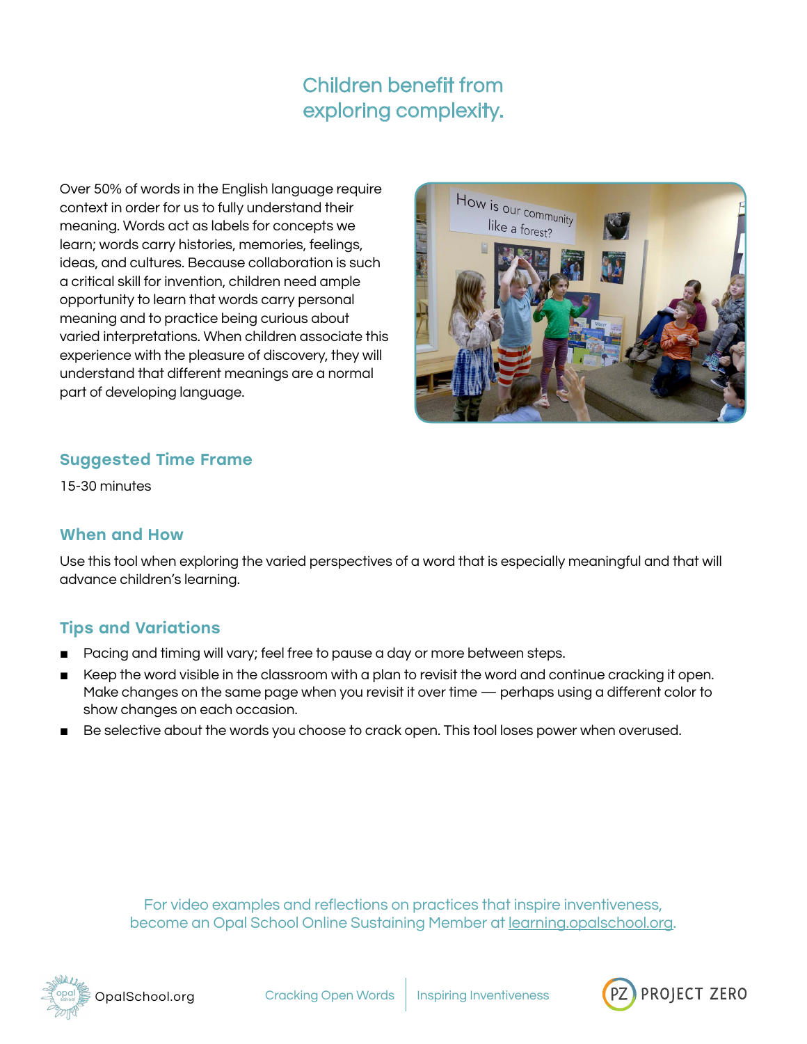## Children benefit from exploring complexity.

Over 50% of words in the English language require context in order for us to fully understand their meaning. Words act as labels for concepts we learn; words carry histories, memories, feelings, ideas, and cultures. Because collaboration is such a critical skill for invention, children need ample opportunity to learn that words carry personal meaning and to practice being curious about varied interpretations. When children associate this experience with the pleasure of discovery, they will understand that different meanings are a normal part of developing language.

### Suggested Time Frame

15-30 minutes

### When and How

Use this tool when exploring the varied perspectives of a word that is especially meaningful and that will advance children's learning.

### Tips and Variations

- Pacing and timing will vary; feel free to pause a day or more between steps.
- Keep the word visible in the classroom with a plan to revisit the word and continue cracking it open. Make changes on the same page when you revisit it over time — perhaps using a different color to show changes on each occasion.
- Be selective about the words you choose to crack open. This tool loses power when overused.

For video examples and reflections on practices that inspire inventiveness, become an Opal School Online Sustaining Member at learning.opalschool.org.